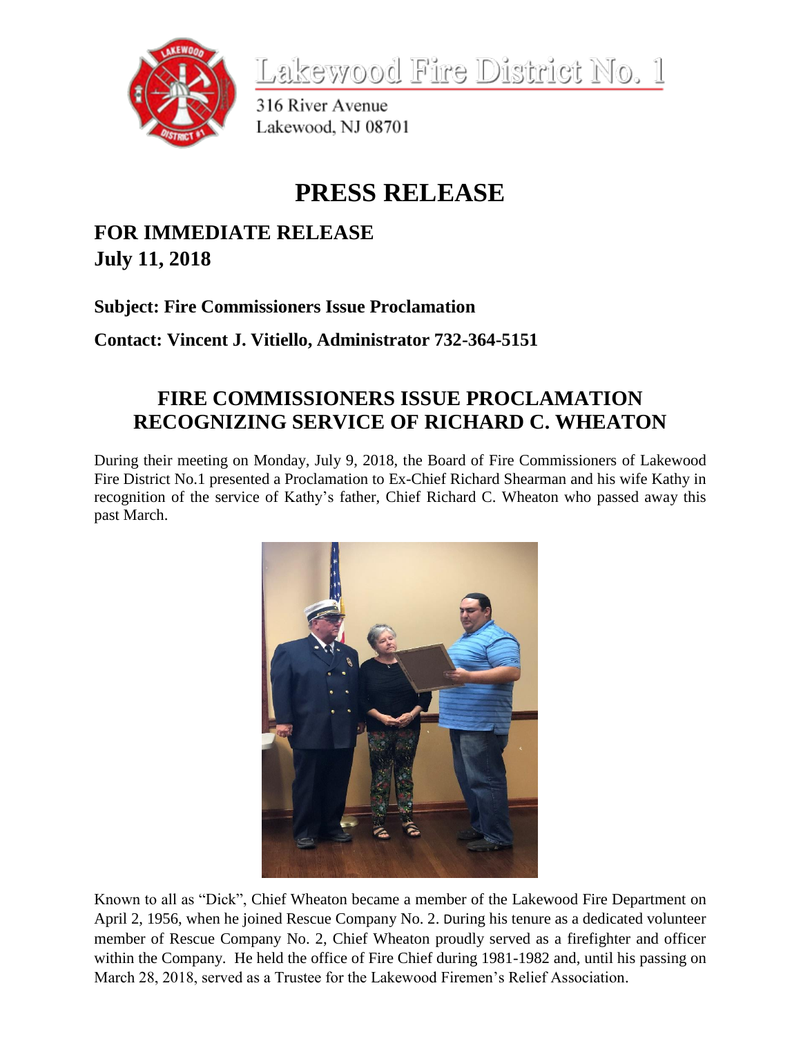Lakewood Fire District No. 1

316 River Avenue
Lakewood, NJ 08701

# PRESS RELEASE

## FOR IMMEDIATE RELEASE
## July 11, 2018

**Subject: Fire Commissioners Issue Proclamation**

**Contact: Vincent J. Vitiello, Administrator 732-364-5151**

## FIRE COMMISSIONERS ISSUE PROCLAMATION RECOGNIZING SERVICE OF RICHARD C. WHEATON

During their meeting on Monday, July 9, 2018, the Board of Fire Commissioners of Lakewood Fire District No.1 presented a Proclamation to Ex-Chief Richard Shearman and his wife Kathy in recognition of the service of Kathy's father, Chief Richard C. Wheaton who passed away this past March.

Known to all as "Dick", Chief Wheaton became a member of the Lakewood Fire Department on April 2, 1956, when he joined Rescue Company No. 2. During his tenure as a dedicated volunteer member of Rescue Company No. 2, Chief Wheaton proudly served as a firefighter and officer within the Company. He held the office of Fire Chief during 1981-1982 and, until his passing on March 28, 2018, served as a Trustee for the Lakewood Firemen's Relief Association.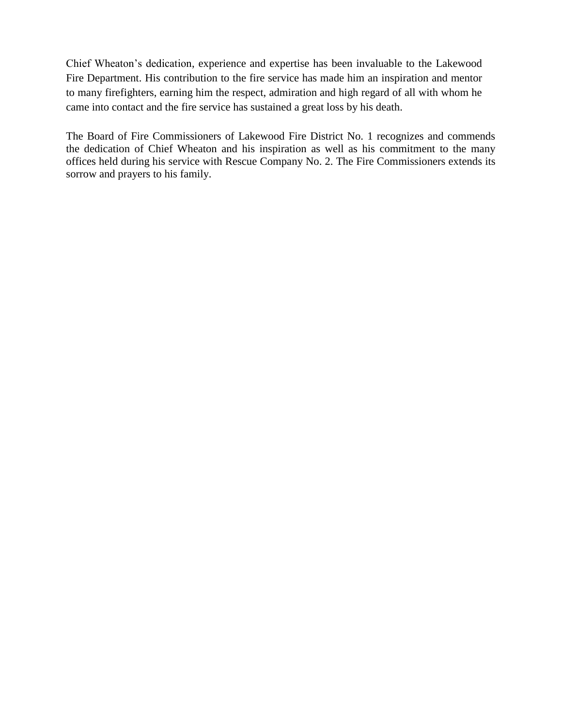Chief Wheaton's dedication, experience and expertise has been invaluable to the Lakewood Fire Department. His contribution to the fire service has made him an inspiration and mentor to many firefighters, earning him the respect, admiration and high regard of all with whom he came into contact and the fire service has sustained a great loss by his death.

The Board of Fire Commissioners of Lakewood Fire District No. 1 recognizes and commends the dedication of Chief Wheaton and his inspiration as well as his commitment to the many offices held during his service with Rescue Company No. 2. The Fire Commissioners extends its sorrow and prayers to his family.